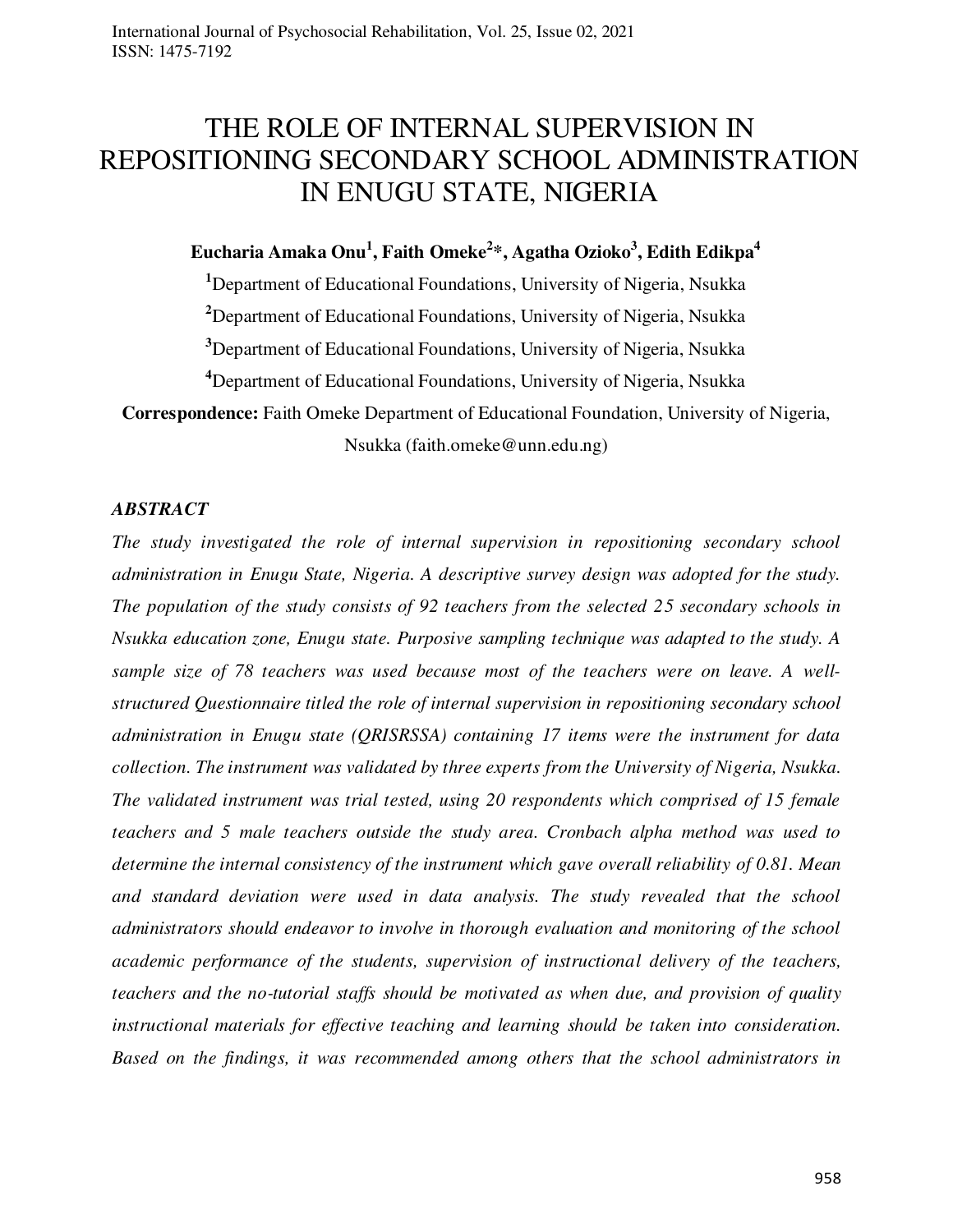# THE ROLE OF INTERNAL SUPERVISION IN REPOSITIONING SECONDARY SCHOOL ADMINISTRATION IN ENUGU STATE, NIGERIA

**Eucharia Amaka Onu[1], Faith Omeke[2]*, Agatha Ozioko[3], Edith Edikpa[4]**

[1]Department of Educational Foundations, University of Nigeria, Nsukka

[2]Department of Educational Foundations, University of Nigeria, Nsukka

[3]Department of Educational Foundations, University of Nigeria, Nsukka

[4]Department of Educational Foundations, University of Nigeria, Nsukka

**Correspondence:** Faith Omeke Department of Educational Foundation, University of Nigeria, Nsukka (faith.omeke@unn.edu.ng)

### *ABSTRACT*

*The study investigated the role of internal supervision in repositioning secondary school administration in Enugu State, Nigeria. A descriptive survey design was adopted for the study. The population of the study consists of 92 teachers from the selected 25 secondary schools in Nsukka education zone, Enugu state. Purposive sampling technique was adapted to the study. A sample size of 78 teachers was used because most of the teachers were on leave. A well-structured Questionnaire titled the role of internal supervision in repositioning secondary school administration in Enugu state (QRISRSSA) containing 17 items were the instrument for data collection. The instrument was validated by three experts from the University of Nigeria, Nsukka. The validated instrument was trial tested, using 20 respondents which comprised of 15 female teachers and 5 male teachers outside the study area. Cronbach alpha method was used to determine the internal consistency of the instrument which gave overall reliability of 0.81. Mean and standard deviation were used in data analysis. The study revealed that the school administrators should endeavor to involve in thorough evaluation and monitoring of the school academic performance of the students, supervision of instructional delivery of the teachers, teachers and the no-tutorial staffs should be motivated as when due, and provision of quality instructional materials for effective teaching and learning should be taken into consideration. Based on the findings, it was recommended among others that the school administrators in*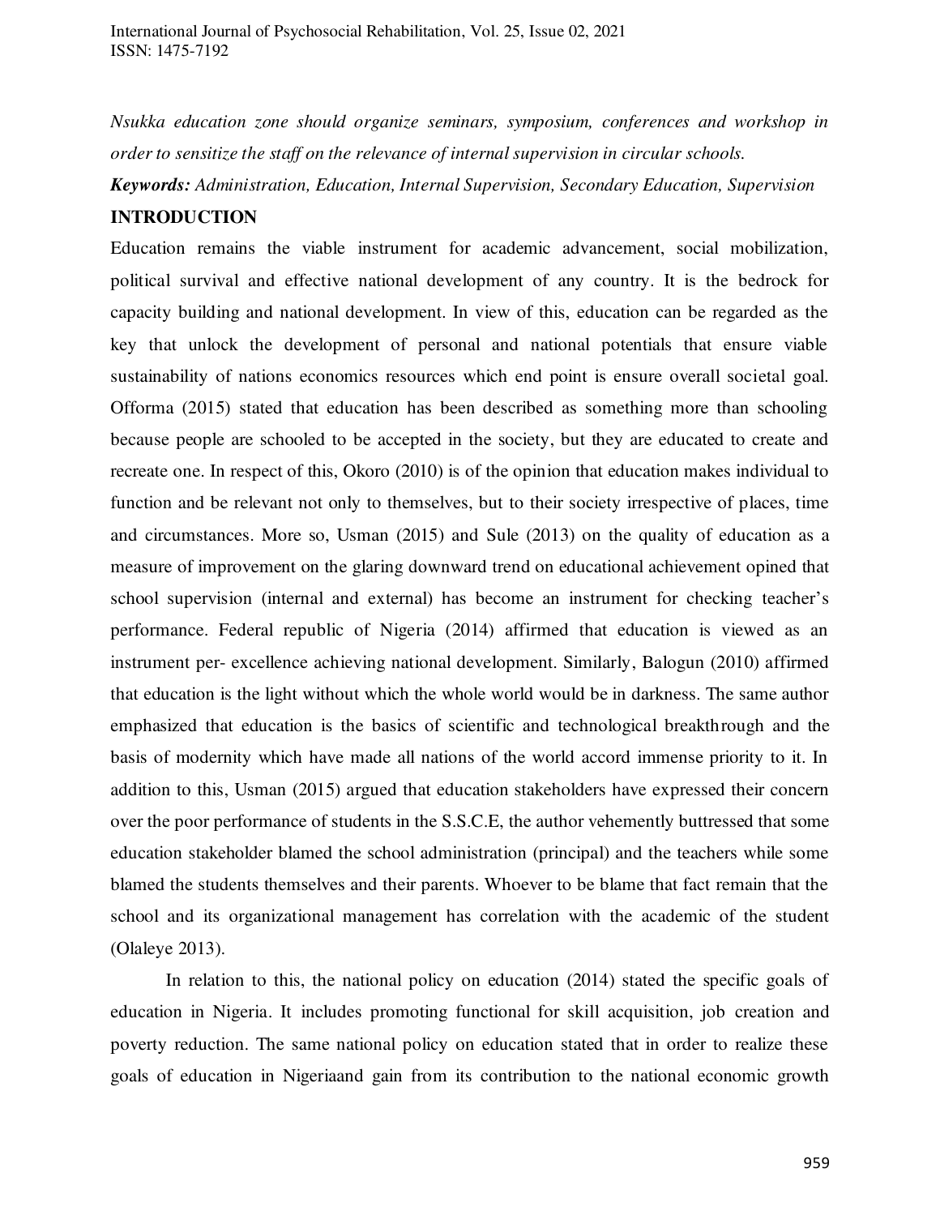*Nsukka education zone should organize seminars, symposium, conferences and workshop in order to sensitize the staff on the relevance of internal supervision in circular schools.*

***Keywords:*** *Administration, Education, Internal Supervision, Secondary Education, Supervision*

## INTRODUCTION

Education remains the viable instrument for academic advancement, social mobilization, political survival and effective national development of any country. It is the bedrock for capacity building and national development. In view of this, education can be regarded as the key that unlock the development of personal and national potentials that ensure viable sustainability of nations economics resources which end point is ensure overall societal goal. Offorma (2015) stated that education has been described as something more than schooling because people are schooled to be accepted in the society, but they are educated to create and recreate one. In respect of this, Okoro (2010) is of the opinion that education makes individual to function and be relevant not only to themselves, but to their society irrespective of places, time and circumstances. More so, Usman (2015) and Sule (2013) on the quality of education as a measure of improvement on the glaring downward trend on educational achievement opined that school supervision (internal and external) has become an instrument for checking teacher's performance. Federal republic of Nigeria (2014) affirmed that education is viewed as an instrument per- excellence achieving national development. Similarly, Balogun (2010) affirmed that education is the light without which the whole world would be in darkness. The same author emphasized that education is the basics of scientific and technological breakthrough and the basis of modernity which have made all nations of the world accord immense priority to it. In addition to this, Usman (2015) argued that education stakeholders have expressed their concern over the poor performance of students in the S.S.C.E, the author vehemently buttressed that some education stakeholder blamed the school administration (principal) and the teachers while some blamed the students themselves and their parents. Whoever to be blame that fact remain that the school and its organizational management has correlation with the academic of the student (Olaleye 2013).

In relation to this, the national policy on education (2014) stated the specific goals of education in Nigeria. It includes promoting functional for skill acquisition, job creation and poverty reduction. The same national policy on education stated that in order to realize these goals of education in Nigeriaand gain from its contribution to the national economic growth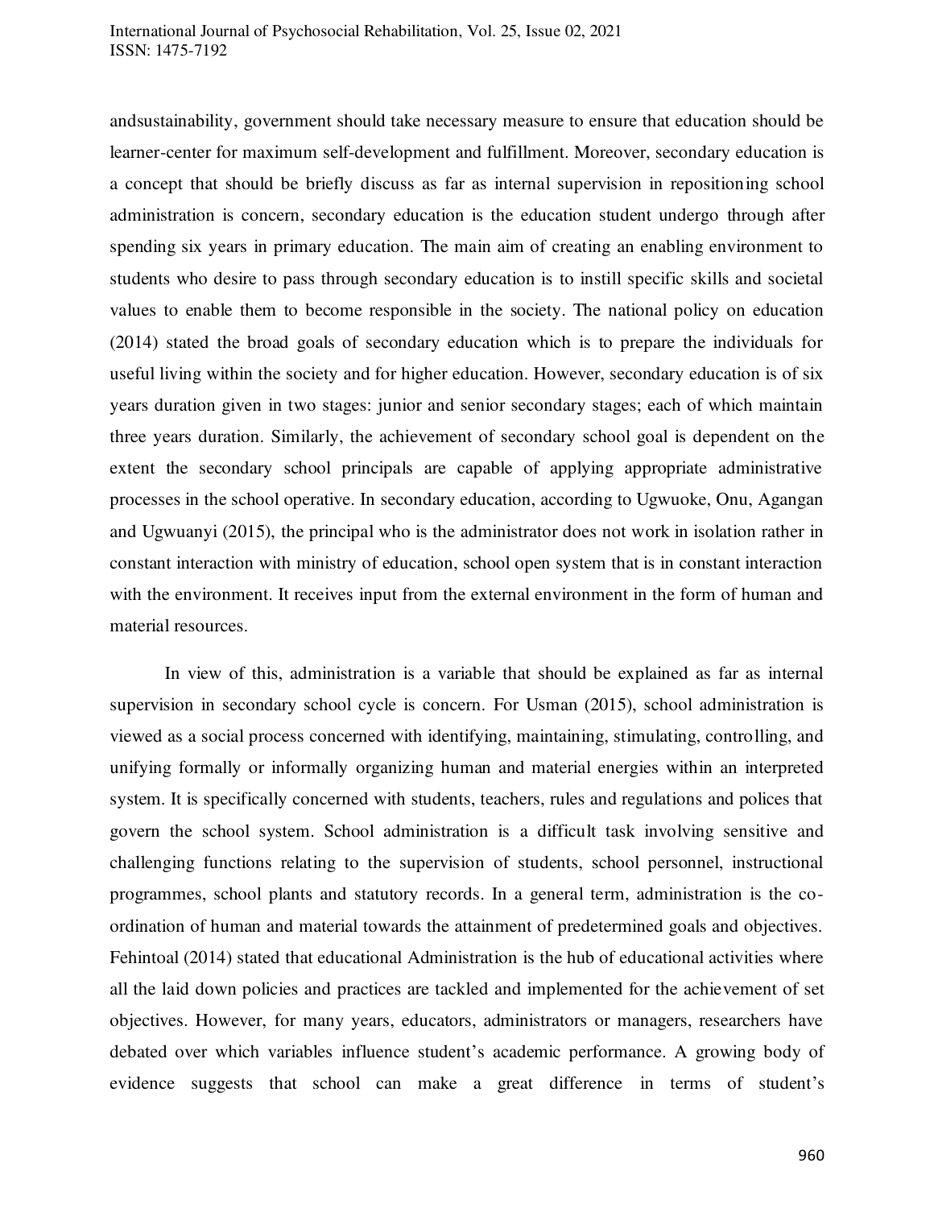andsustainability, government should take necessary measure to ensure that education should be learner-center for maximum self-development and fulfillment. Moreover, secondary education is a concept that should be briefly discuss as far as internal supervision in repositioning school administration is concern, secondary education is the education student undergo through after spending six years in primary education. The main aim of creating an enabling environment to students who desire to pass through secondary education is to instill specific skills and societal values to enable them to become responsible in the society. The national policy on education (2014) stated the broad goals of secondary education which is to prepare the individuals for useful living within the society and for higher education. However, secondary education is of six years duration given in two stages: junior and senior secondary stages; each of which maintain three years duration. Similarly, the achievement of secondary school goal is dependent on the extent the secondary school principals are capable of applying appropriate administrative processes in the school operative. In secondary education, according to Ugwuoke, Onu, Agangan and Ugwuanyi (2015), the principal who is the administrator does not work in isolation rather in constant interaction with ministry of education, school open system that is in constant interaction with the environment. It receives input from the external environment in the form of human and material resources.

In view of this, administration is a variable that should be explained as far as internal supervision in secondary school cycle is concern. For Usman (2015), school administration is viewed as a social process concerned with identifying, maintaining, stimulating, controlling, and unifying formally or informally organizing human and material energies within an interpreted system. It is specifically concerned with students, teachers, rules and regulations and polices that govern the school system. School administration is a difficult task involving sensitive and challenging functions relating to the supervision of students, school personnel, instructional programmes, school plants and statutory records. In a general term, administration is the co-ordination of human and material towards the attainment of predetermined goals and objectives. Fehintoal (2014) stated that educational Administration is the hub of educational activities where all the laid down policies and practices are tackled and implemented for the achievement of set objectives. However, for many years, educators, administrators or managers, researchers have debated over which variables influence student's academic performance. A growing body of evidence suggests that school can make a great difference in terms of student's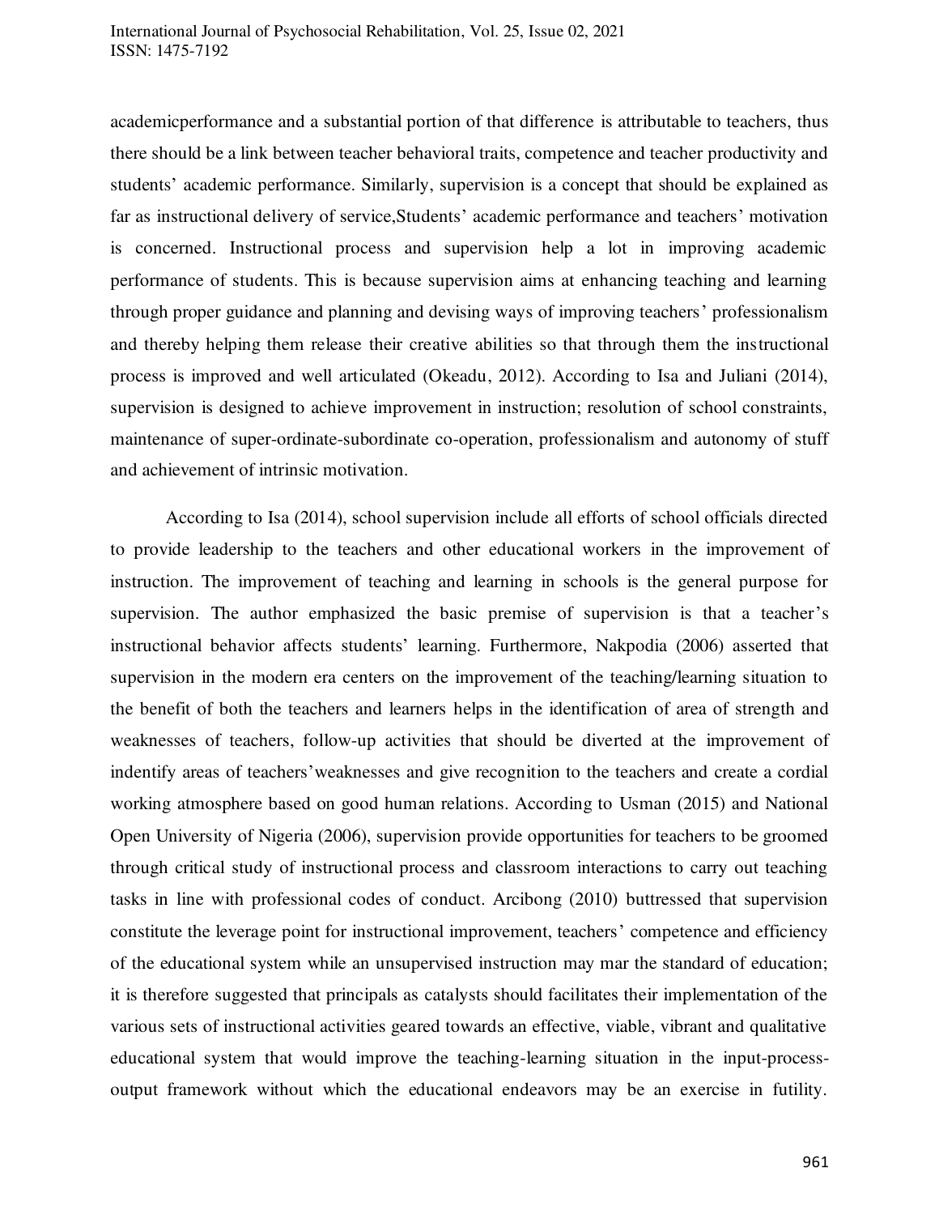academicperformance and a substantial portion of that difference is attributable to teachers, thus there should be a link between teacher behavioral traits, competence and teacher productivity and students' academic performance. Similarly, supervision is a concept that should be explained as far as instructional delivery of service,Students' academic performance and teachers' motivation is concerned. Instructional process and supervision help a lot in improving academic performance of students. This is because supervision aims at enhancing teaching and learning through proper guidance and planning and devising ways of improving teachers' professionalism and thereby helping them release their creative abilities so that through them the instructional process is improved and well articulated (Okeadu, 2012). According to Isa and Juliani (2014), supervision is designed to achieve improvement in instruction; resolution of school constraints, maintenance of super-ordinate-subordinate co-operation, professionalism and autonomy of stuff and achievement of intrinsic motivation.

According to Isa (2014), school supervision include all efforts of school officials directed to provide leadership to the teachers and other educational workers in the improvement of instruction. The improvement of teaching and learning in schools is the general purpose for supervision. The author emphasized the basic premise of supervision is that a teacher's instructional behavior affects students' learning. Furthermore, Nakpodia (2006) asserted that supervision in the modern era centers on the improvement of the teaching/learning situation to the benefit of both the teachers and learners helps in the identification of area of strength and weaknesses of teachers, follow-up activities that should be diverted at the improvement of indentify areas of teachers'weaknesses and give recognition to the teachers and create a cordial working atmosphere based on good human relations. According to Usman (2015) and National Open University of Nigeria (2006), supervision provide opportunities for teachers to be groomed through critical study of instructional process and classroom interactions to carry out teaching tasks in line with professional codes of conduct. Arcibong (2010) buttressed that supervision constitute the leverage point for instructional improvement, teachers' competence and efficiency of the educational system while an unsupervised instruction may mar the standard of education; it is therefore suggested that principals as catalysts should facilitates their implementation of the various sets of instructional activities geared towards an effective, viable, vibrant and qualitative educational system that would improve the teaching-learning situation in the input-process-output framework without which the educational endeavors may be an exercise in futility.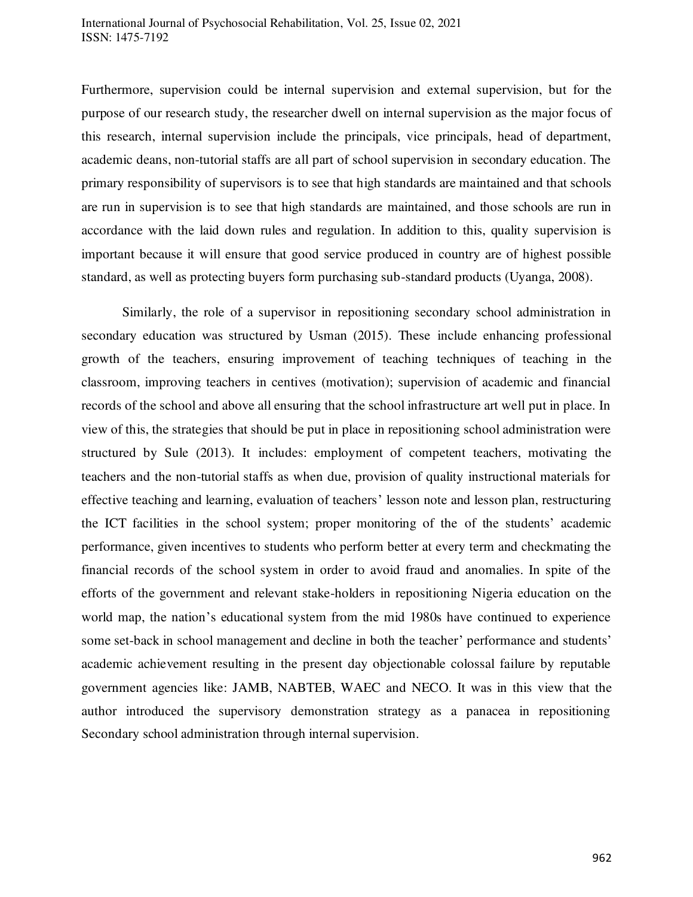Furthermore, supervision could be internal supervision and external supervision, but for the purpose of our research study, the researcher dwell on internal supervision as the major focus of this research, internal supervision include the principals, vice principals, head of department, academic deans, non-tutorial staffs are all part of school supervision in secondary education. The primary responsibility of supervisors is to see that high standards are maintained and that schools are run in supervision is to see that high standards are maintained, and those schools are run in accordance with the laid down rules and regulation. In addition to this, quality supervision is important because it will ensure that good service produced in country are of highest possible standard, as well as protecting buyers form purchasing sub-standard products (Uyanga, 2008).

Similarly, the role of a supervisor in repositioning secondary school administration in secondary education was structured by Usman (2015). These include enhancing professional growth of the teachers, ensuring improvement of teaching techniques of teaching in the classroom, improving teachers in centives (motivation); supervision of academic and financial records of the school and above all ensuring that the school infrastructure art well put in place. In view of this, the strategies that should be put in place in repositioning school administration were structured by Sule (2013). It includes: employment of competent teachers, motivating the teachers and the non-tutorial staffs as when due, provision of quality instructional materials for effective teaching and learning, evaluation of teachers' lesson note and lesson plan, restructuring the ICT facilities in the school system; proper monitoring of the of the students' academic performance, given incentives to students who perform better at every term and checkmating the financial records of the school system in order to avoid fraud and anomalies. In spite of the efforts of the government and relevant stake-holders in repositioning Nigeria education on the world map, the nation's educational system from the mid 1980s have continued to experience some set-back in school management and decline in both the teacher' performance and students' academic achievement resulting in the present day objectionable colossal failure by reputable government agencies like: JAMB, NABTEB, WAEC and NECO. It was in this view that the author introduced the supervisory demonstration strategy as a panacea in repositioning Secondary school administration through internal supervision.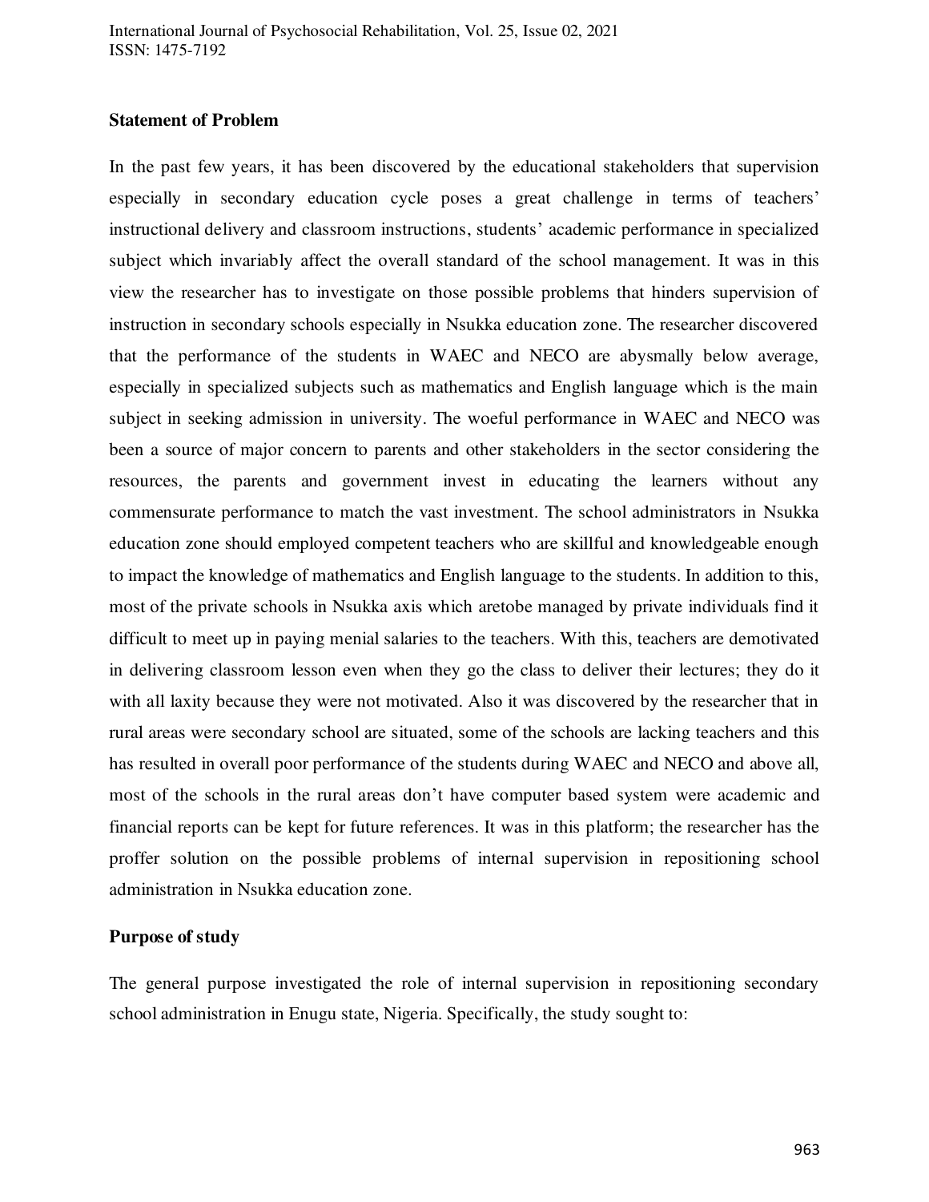**Statement of Problem**

In the past few years, it has been discovered by the educational stakeholders that supervision especially in secondary education cycle poses a great challenge in terms of teachers' instructional delivery and classroom instructions, students' academic performance in specialized subject which invariably affect the overall standard of the school management. It was in this view the researcher has to investigate on those possible problems that hinders supervision of instruction in secondary schools especially in Nsukka education zone. The researcher discovered that the performance of the students in WAEC and NECO are abysmally below average, especially in specialized subjects such as mathematics and English language which is the main subject in seeking admission in university. The woeful performance in WAEC and NECO was been a source of major concern to parents and other stakeholders in the sector considering the resources, the parents and government invest in educating the learners without any commensurate performance to match the vast investment. The school administrators in Nsukka education zone should employed competent teachers who are skillful and knowledgeable enough to impact the knowledge of mathematics and English language to the students. In addition to this, most of the private schools in Nsukka axis which aretobe managed by private individuals find it difficult to meet up in paying menial salaries to the teachers. With this, teachers are demotivated in delivering classroom lesson even when they go the class to deliver their lectures; they do it with all laxity because they were not motivated. Also it was discovered by the researcher that in rural areas were secondary school are situated, some of the schools are lacking teachers and this has resulted in overall poor performance of the students during WAEC and NECO and above all, most of the schools in the rural areas don't have computer based system were academic and financial reports can be kept for future references. It was in this platform; the researcher has the proffer solution on the possible problems of internal supervision in repositioning school administration in Nsukka education zone.

**Purpose of study**

The general purpose investigated the role of internal supervision in repositioning secondary school administration in Enugu state, Nigeria. Specifically, the study sought to: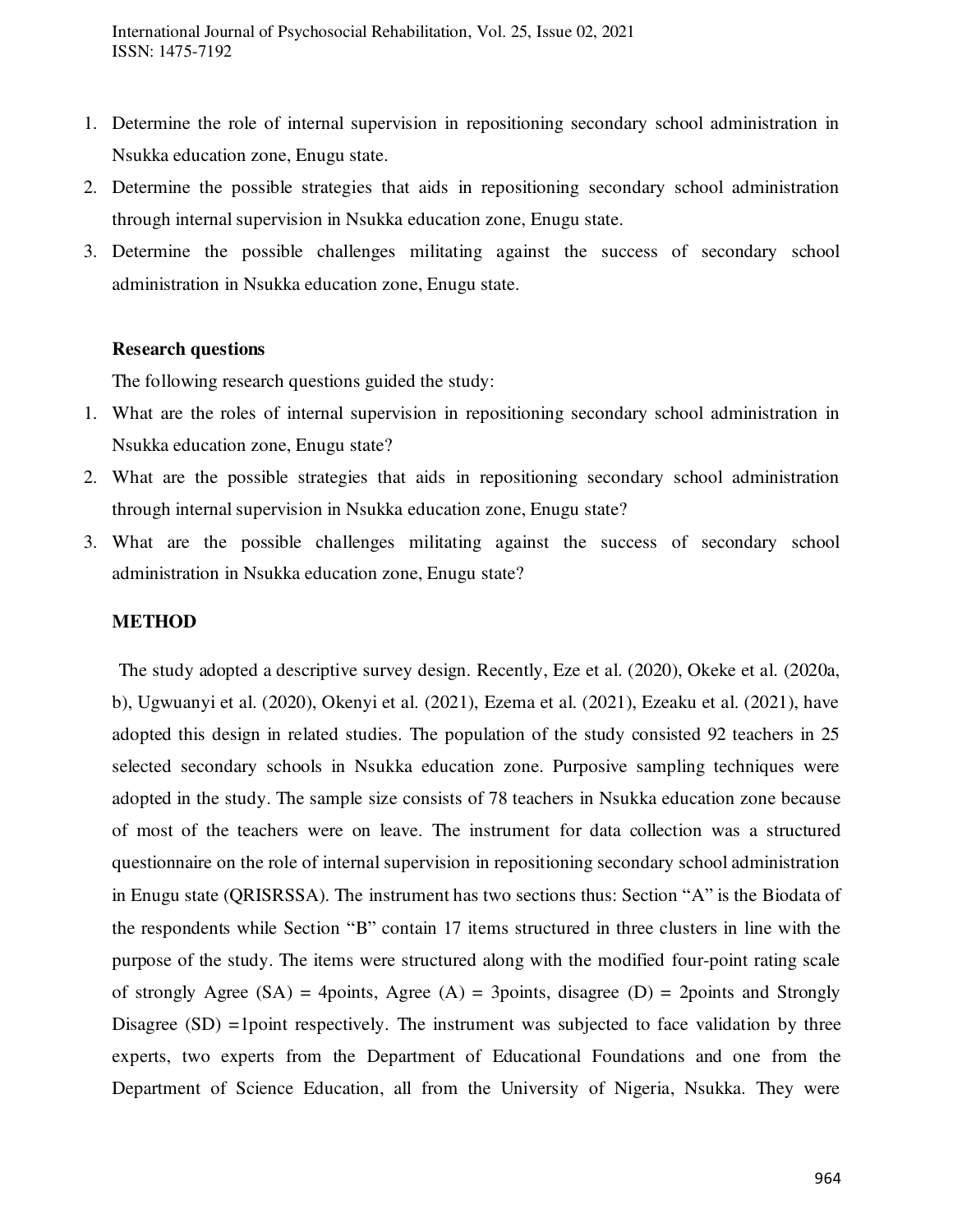1. Determine the role of internal supervision in repositioning secondary school administration in Nsukka education zone, Enugu state.
2. Determine the possible strategies that aids in repositioning secondary school administration through internal supervision in Nsukka education zone, Enugu state.
3. Determine the possible challenges militating against the success of secondary school administration in Nsukka education zone, Enugu state.

**Research questions**

The following research questions guided the study:

1. What are the roles of internal supervision in repositioning secondary school administration in Nsukka education zone, Enugu state?
2. What are the possible strategies that aids in repositioning secondary school administration through internal supervision in Nsukka education zone, Enugu state?
3. What are the possible challenges militating against the success of secondary school administration in Nsukka education zone, Enugu state?

**METHOD**

The study adopted a descriptive survey design. Recently, Eze et al. (2020), Okeke et al. (2020a, b), Ugwuanyi et al. (2020), Okenyi et al. (2021), Ezema et al. (2021), Ezeaku et al. (2021), have adopted this design in related studies. The population of the study consisted 92 teachers in 25 selected secondary schools in Nsukka education zone. Purposive sampling techniques were adopted in the study. The sample size consists of 78 teachers in Nsukka education zone because of most of the teachers were on leave. The instrument for data collection was a structured questionnaire on the role of internal supervision in repositioning secondary school administration in Enugu state (QRISRSSA). The instrument has two sections thus: Section "A" is the Biodata of the respondents while Section "B" contain 17 items structured in three clusters in line with the purpose of the study. The items were structured along with the modified four-point rating scale of strongly Agree (SA) = 4points, Agree (A) = 3points, disagree (D) = 2points and Strongly Disagree (SD) =1point respectively. The instrument was subjected to face validation by three experts, two experts from the Department of Educational Foundations and one from the Department of Science Education, all from the University of Nigeria, Nsukka. They were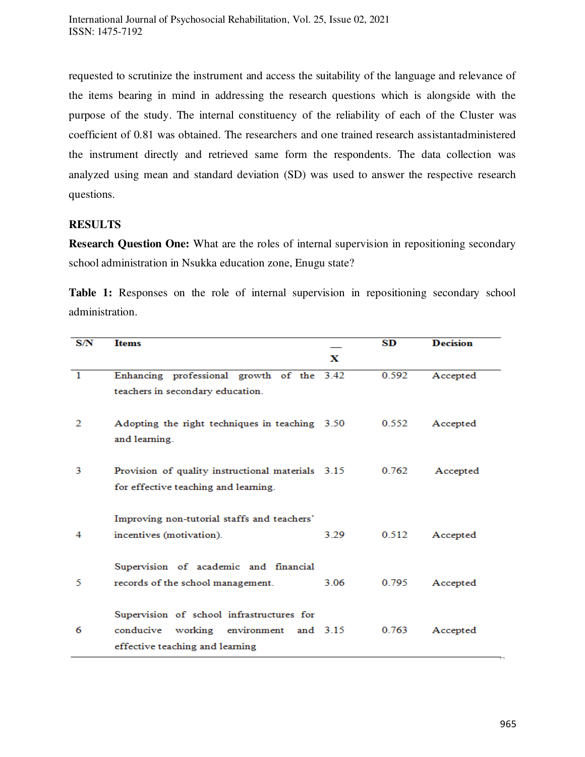requested to scrutinize the instrument and access the suitability of the language and relevance of the items bearing in mind in addressing the research questions which is alongside with the purpose of the study. The internal constituency of the reliability of each of the Cluster was coefficient of 0.81 was obtained. The researchers and one trained research assistantadministered the instrument directly and retrieved same form the respondents. The data collection was analyzed using mean and standard deviation (SD) was used to answer the respective research questions.

## RESULTS

**Research Question One:** What are the roles of internal supervision in repositioning secondary school administration in Nsukka education zone, Enugu state?

**Table 1:** Responses on the role of internal supervision in repositioning secondary school administration.

| S/N | Items | $\bar{X}$ | SD | Decision |
|---|---|---|---|---|
| 1 | Enhancing professional growth of the teachers in secondary education. | 3.42 | 0.592 | Accepted |
| 2 | Adopting the right techniques in teaching and learning. | 3.50 | 0.552 | Accepted |
| 3 | Provision of quality instructional materials for effective teaching and learning. | 3.15 | 0.762 | Accepted |
| 4 | Improving non-tutorial staffs and teachers' incentives (motivation). | 3.29 | 0.512 | Accepted |
| 5 | Supervision of academic and financial records of the school management. | 3.06 | 0.795 | Accepted |
| 6 | Supervision of school infrastructures for conducive working environment and effective teaching and learning | 3.15 | 0.763 | Accepted |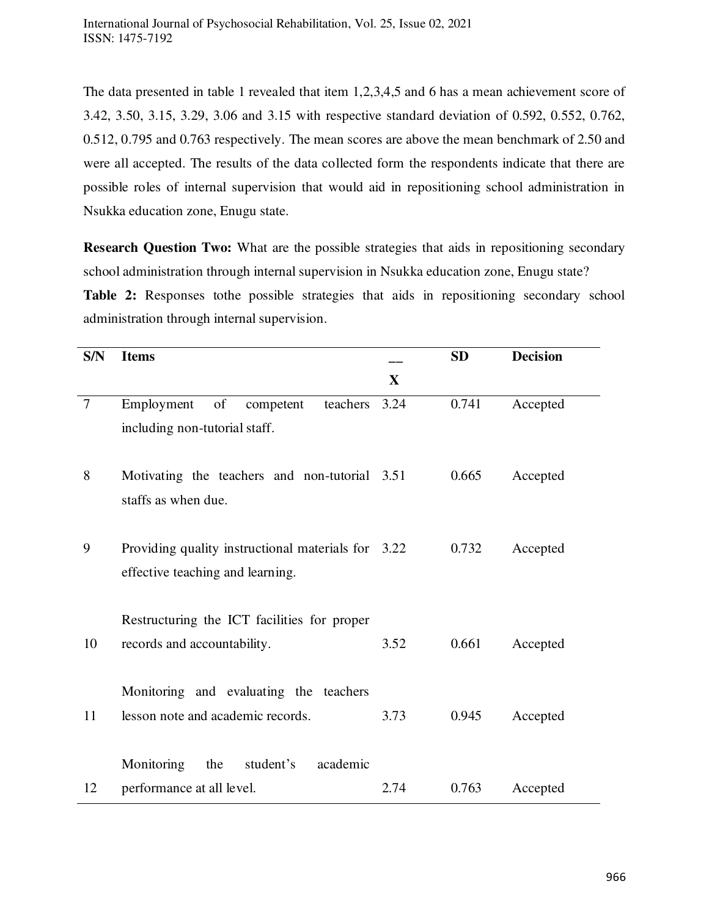The data presented in table 1 revealed that item 1,2,3,4,5 and 6 has a mean achievement score of 3.42, 3.50, 3.15, 3.29, 3.06 and 3.15 with respective standard deviation of 0.592, 0.552, 0.762, 0.512, 0.795 and 0.763 respectively. The mean scores are above the mean benchmark of 2.50 and were all accepted. The results of the data collected form the respondents indicate that there are possible roles of internal supervision that would aid in repositioning school administration in Nsukka education zone, Enugu state.

**Research Question Two:** What are the possible strategies that aids in repositioning secondary school administration through internal supervision in Nsukka education zone, Enugu state?

**Table 2:** Responses tothe possible strategies that aids in repositioning secondary school administration through internal supervision.

| S/N | Items | $\bar{X}$ | SD | Decision |
|---|---|---|---|---|
| 7 | Employment of competent teachers including non-tutorial staff. | 3.24 | 0.741 | Accepted |
| 8 | Motivating the teachers and non-tutorial staffs as when due. | 3.51 | 0.665 | Accepted |
| 9 | Providing quality instructional materials for effective teaching and learning. | 3.22 | 0.732 | Accepted |
| 10 | Restructuring the ICT facilities for proper records and accountability. | 3.52 | 0.661 | Accepted |
| 11 | Monitoring and evaluating the teachers lesson note and academic records. | 3.73 | 0.945 | Accepted |
| 12 | Monitoring the student's academic performance at all level. | 2.74 | 0.763 | Accepted |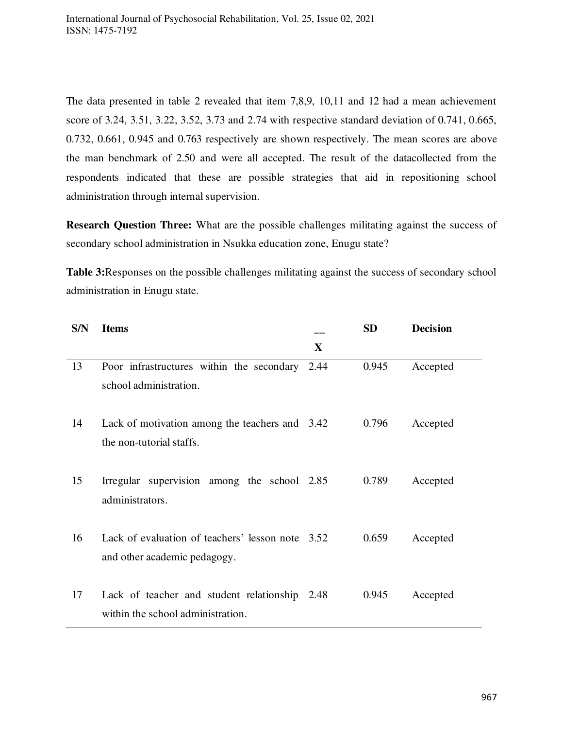The data presented in table 2 revealed that item 7,8,9, 10,11 and 12 had a mean achievement score of 3.24, 3.51, 3.22, 3.52, 3.73 and 2.74 with respective standard deviation of 0.741, 0.665, 0.732, 0.661, 0.945 and 0.763 respectively are shown respectively. The mean scores are above the man benchmark of 2.50 and were all accepted. The result of the datacollected from the respondents indicated that these are possible strategies that aid in repositioning school administration through internal supervision.

**Research Question Three:** What are the possible challenges militating against the success of secondary school administration in Nsukka education zone, Enugu state?

**Table 3:**Responses on the possible challenges militating against the success of secondary school administration in Enugu state.

| S/N | Items | $\bar{X}$ | SD | Decision |
|---|---|---|---|---|
| 13 | Poor infrastructures within the secondary school administration. | 2.44 | 0.945 | Accepted |
| 14 | Lack of motivation among the teachers and the non-tutorial staffs. | 3.42 | 0.796 | Accepted |
| 15 | Irregular supervision among the school administrators. | 2.85 | 0.789 | Accepted |
| 16 | Lack of evaluation of teachers' lesson note and other academic pedagogy. | 3.52 | 0.659 | Accepted |
| 17 | Lack of teacher and student relationship within the school administration. | 2.48 | 0.945 | Accepted |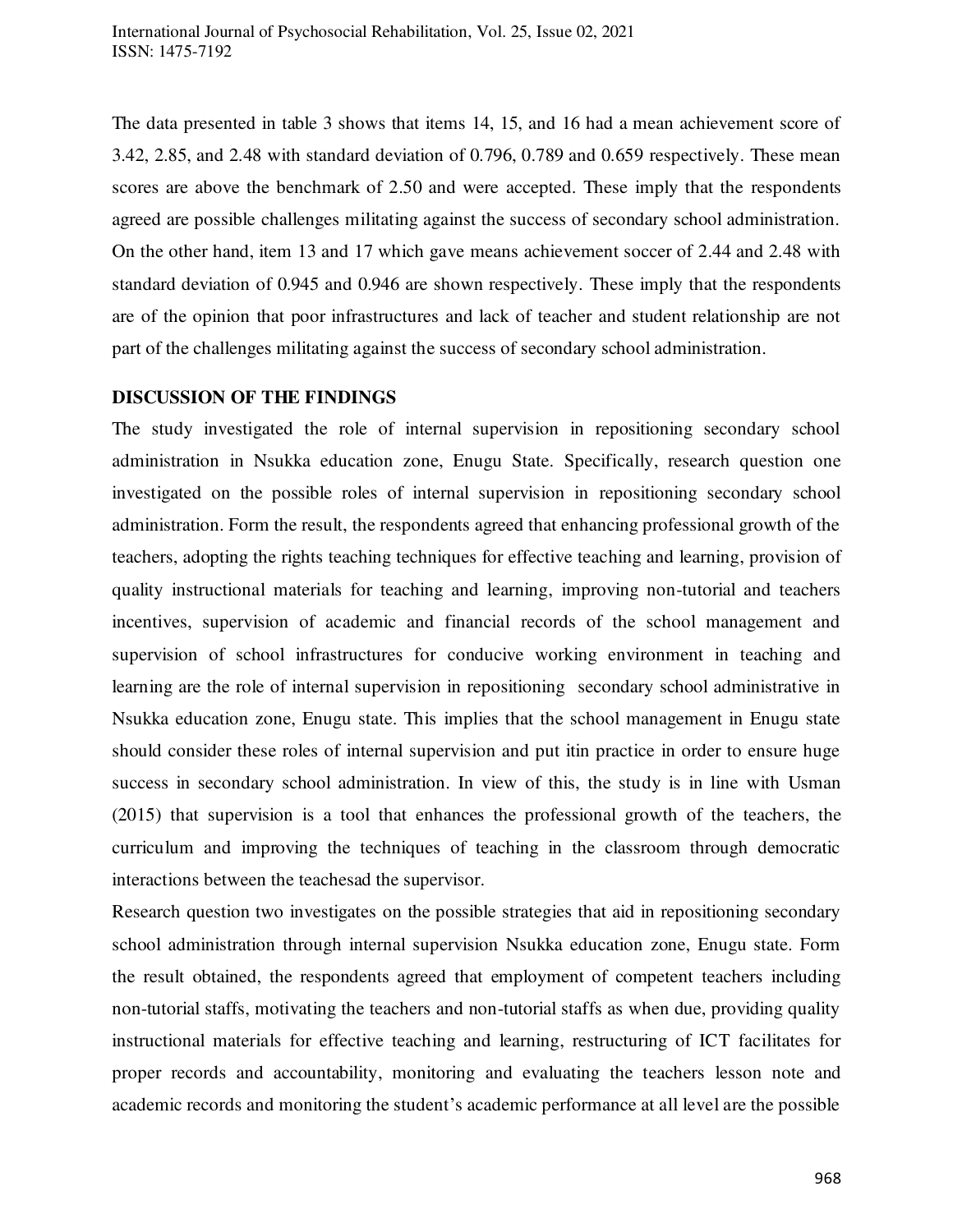The data presented in table 3 shows that items 14, 15, and 16 had a mean achievement score of 3.42, 2.85, and 2.48 with standard deviation of 0.796, 0.789 and 0.659 respectively. These mean scores are above the benchmark of 2.50 and were accepted. These imply that the respondents agreed are possible challenges militating against the success of secondary school administration. On the other hand, item 13 and 17 which gave means achievement soccer of 2.44 and 2.48 with standard deviation of 0.945 and 0.946 are shown respectively. These imply that the respondents are of the opinion that poor infrastructures and lack of teacher and student relationship are not part of the challenges militating against the success of secondary school administration.

**DISCUSSION OF THE FINDINGS**

The study investigated the role of internal supervision in repositioning secondary school administration in Nsukka education zone, Enugu State. Specifically, research question one investigated on the possible roles of internal supervision in repositioning secondary school administration. Form the result, the respondents agreed that enhancing professional growth of the teachers, adopting the rights teaching techniques for effective teaching and learning, provision of quality instructional materials for teaching and learning, improving non-tutorial and teachers incentives, supervision of academic and financial records of the school management and supervision of school infrastructures for conducive working environment in teaching and learning are the role of internal supervision in repositioning secondary school administrative in Nsukka education zone, Enugu state. This implies that the school management in Enugu state should consider these roles of internal supervision and put itin practice in order to ensure huge success in secondary school administration. In view of this, the study is in line with Usman (2015) that supervision is a tool that enhances the professional growth of the teachers, the curriculum and improving the techniques of teaching in the classroom through democratic interactions between the teachesad the supervisor.

Research question two investigates on the possible strategies that aid in repositioning secondary school administration through internal supervision Nsukka education zone, Enugu state. Form the result obtained, the respondents agreed that employment of competent teachers including non-tutorial staffs, motivating the teachers and non-tutorial staffs as when due, providing quality instructional materials for effective teaching and learning, restructuring of ICT facilitates for proper records and accountability, monitoring and evaluating the teachers lesson note and academic records and monitoring the student's academic performance at all level are the possible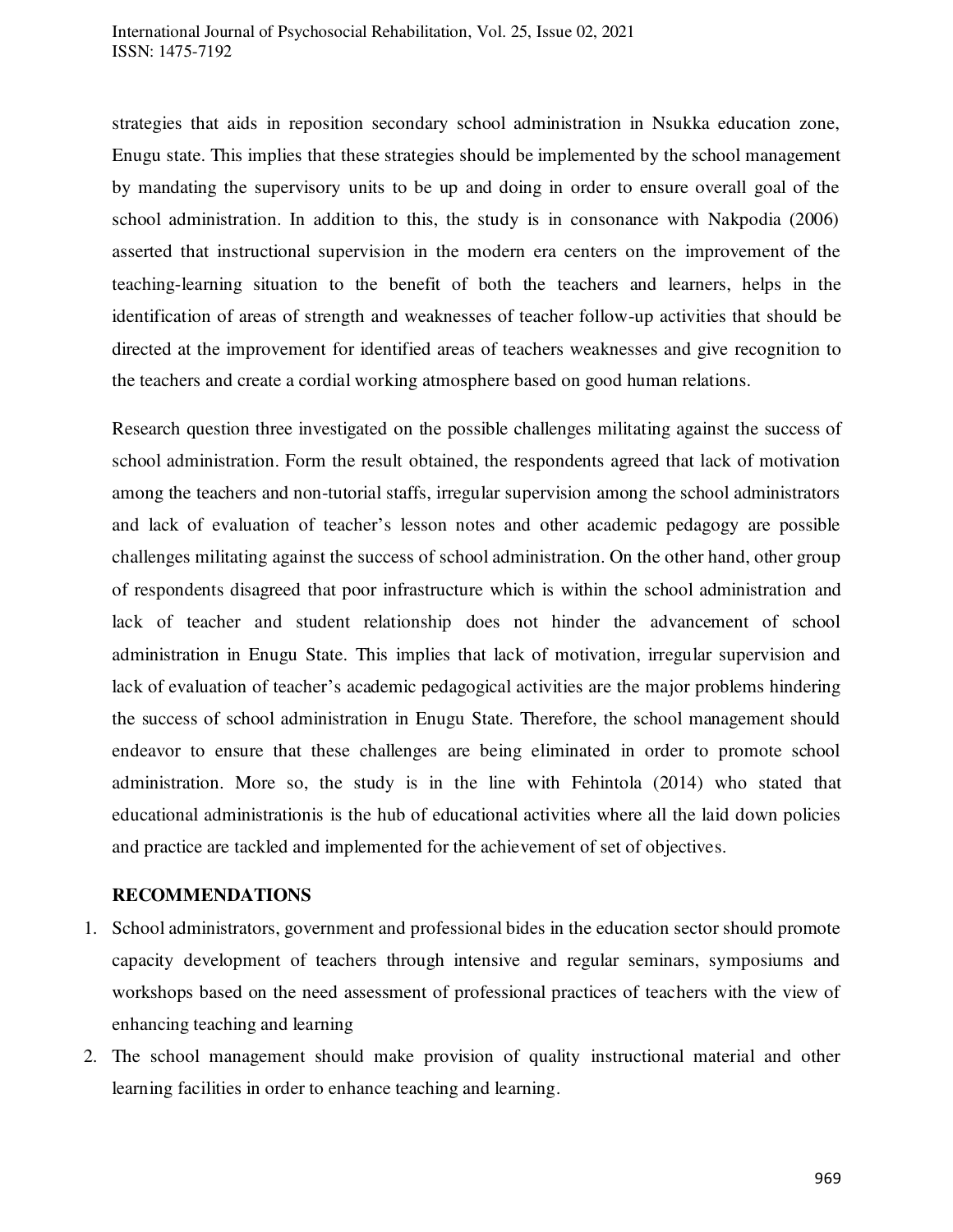strategies that aids in reposition secondary school administration in Nsukka education zone, Enugu state. This implies that these strategies should be implemented by the school management by mandating the supervisory units to be up and doing in order to ensure overall goal of the school administration. In addition to this, the study is in consonance with Nakpodia (2006) asserted that instructional supervision in the modern era centers on the improvement of the teaching-learning situation to the benefit of both the teachers and learners, helps in the identification of areas of strength and weaknesses of teacher follow-up activities that should be directed at the improvement for identified areas of teachers weaknesses and give recognition to the teachers and create a cordial working atmosphere based on good human relations.

Research question three investigated on the possible challenges militating against the success of school administration. Form the result obtained, the respondents agreed that lack of motivation among the teachers and non-tutorial staffs, irregular supervision among the school administrators and lack of evaluation of teacher's lesson notes and other academic pedagogy are possible challenges militating against the success of school administration. On the other hand, other group of respondents disagreed that poor infrastructure which is within the school administration and lack of teacher and student relationship does not hinder the advancement of school administration in Enugu State. This implies that lack of motivation, irregular supervision and lack of evaluation of teacher's academic pedagogical activities are the major problems hindering the success of school administration in Enugu State. Therefore, the school management should endeavor to ensure that these challenges are being eliminated in order to promote school administration. More so, the study is in the line with Fehintola (2014) who stated that educational administrationis is the hub of educational activities where all the laid down policies and practice are tackled and implemented for the achievement of set of objectives.

## RECOMMENDATIONS

1. School administrators, government and professional bides in the education sector should promote capacity development of teachers through intensive and regular seminars, symposiums and workshops based on the need assessment of professional practices of teachers with the view of enhancing teaching and learning
2. The school management should make provision of quality instructional material and other learning facilities in order to enhance teaching and learning.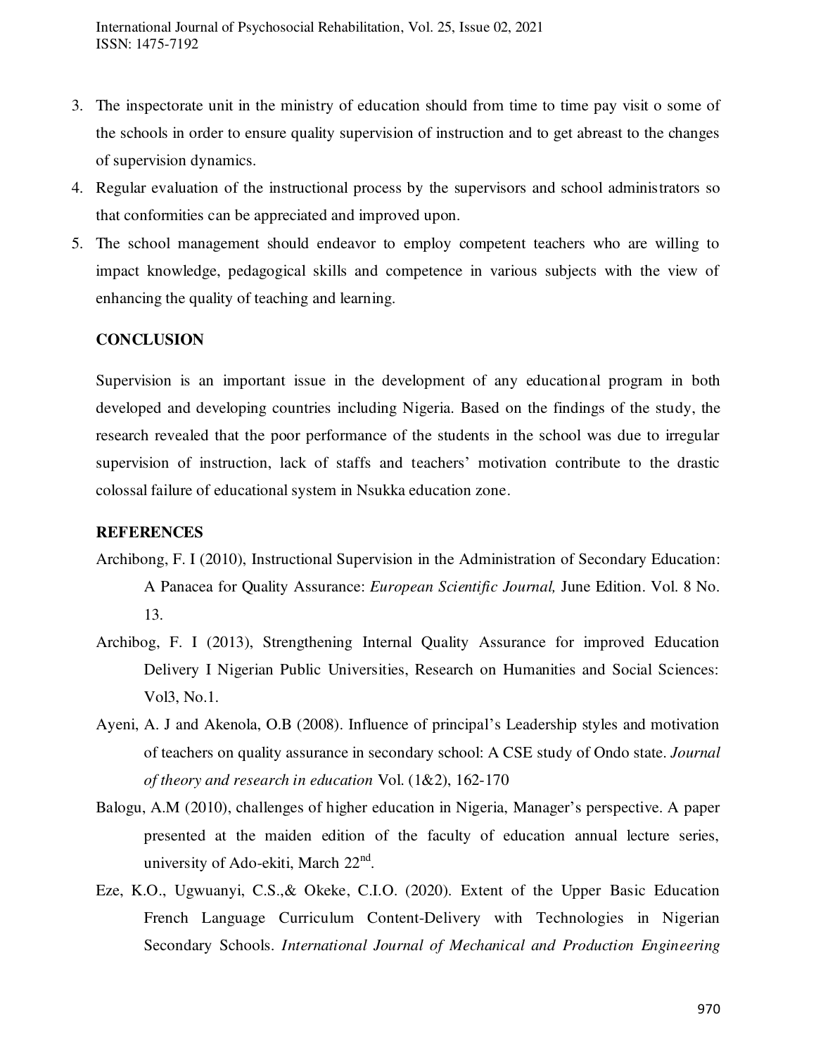3. The inspectorate unit in the ministry of education should from time to time pay visit o some of the schools in order to ensure quality supervision of instruction and to get abreast to the changes of supervision dynamics.
4. Regular evaluation of the instructional process by the supervisors and school administrators so that conformities can be appreciated and improved upon.
5. The school management should endeavor to employ competent teachers who are willing to impact knowledge, pedagogical skills and competence in various subjects with the view of enhancing the quality of teaching and learning.

## CONCLUSION

Supervision is an important issue in the development of any educational program in both developed and developing countries including Nigeria. Based on the findings of the study, the research revealed that the poor performance of the students in the school was due to irregular supervision of instruction, lack of staffs and teachers' motivation contribute to the drastic colossal failure of educational system in Nsukka education zone.

## REFERENCES

Archibong, F. I (2010), Instructional Supervision in the Administration of Secondary Education: A Panacea for Quality Assurance: *European Scientific Journal,* June Edition. Vol. 8 No. 13.

Archibog, F. I (2013), Strengthening Internal Quality Assurance for improved Education Delivery I Nigerian Public Universities, Research on Humanities and Social Sciences: Vol3, No.1.

Ayeni, A. J and Akenola, O.B (2008). Influence of principal's Leadership styles and motivation of teachers on quality assurance in secondary school: A CSE study of Ondo state. *Journal of theory and research in education* Vol. (1&2), 162-170

Balogu, A.M (2010), challenges of higher education in Nigeria, Manager's perspective. A paper presented at the maiden edition of the faculty of education annual lecture series, university of Ado-ekiti, March 22nd.

Eze, K.O., Ugwuanyi, C.S.,& Okeke, C.I.O. (2020). Extent of the Upper Basic Education French Language Curriculum Content-Delivery with Technologies in Nigerian Secondary Schools. *International Journal of Mechanical and Production Engineering*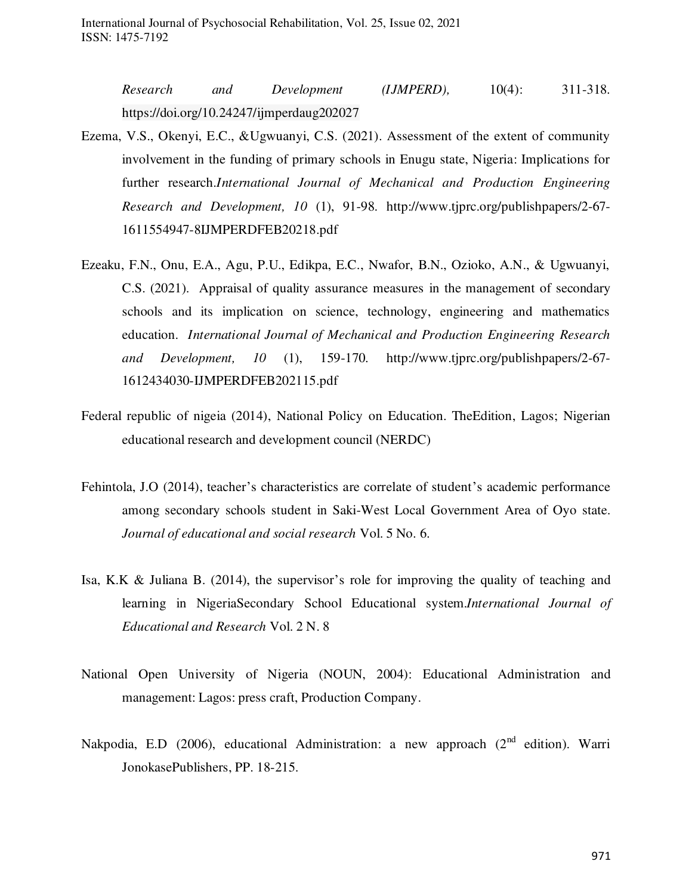*Research and Development (IJMPERD),* 10(4): 311-318. https://doi.org/10.24247/ijmperdaug202027

Ezema, V.S., Okenyi, E.C., &Ugwuanyi, C.S. (2021). Assessment of the extent of community involvement in the funding of primary schools in Enugu state, Nigeria: Implications for further research.*International Journal of Mechanical and Production Engineering Research and Development, 10* (1), 91-98. http://www.tjprc.org/publishpapers/2-67-1611554947-8IJMPERDFEB20218.pdf

Ezeaku, F.N., Onu, E.A., Agu, P.U., Edikpa, E.C., Nwafor, B.N., Ozioko, A.N., & Ugwuanyi, C.S. (2021). Appraisal of quality assurance measures in the management of secondary schools and its implication on science, technology, engineering and mathematics education. *International Journal of Mechanical and Production Engineering Research and Development, 10* (1), 159-170. http://www.tjprc.org/publishpapers/2-67-1612434030-IJMPERDFEB202115.pdf

Federal republic of nigeia (2014), National Policy on Education. TheEdition, Lagos; Nigerian educational research and development council (NERDC)

Fehintola, J.O (2014), teacher's characteristics are correlate of student's academic performance among secondary schools student in Saki-West Local Government Area of Oyo state. *Journal of educational and social research* Vol. 5 No. 6.

Isa, K.K & Juliana B. (2014), the supervisor's role for improving the quality of teaching and learning in NigeriaSecondary School Educational system.*International Journal of Educational and Research* Vol. 2 N. 8

National Open University of Nigeria (NOUN, 2004): Educational Administration and management: Lagos: press craft, Production Company.

Nakpodia, E.D (2006), educational Administration: a new approach (2nd edition). Warri JonokasePublishers, PP. 18-215.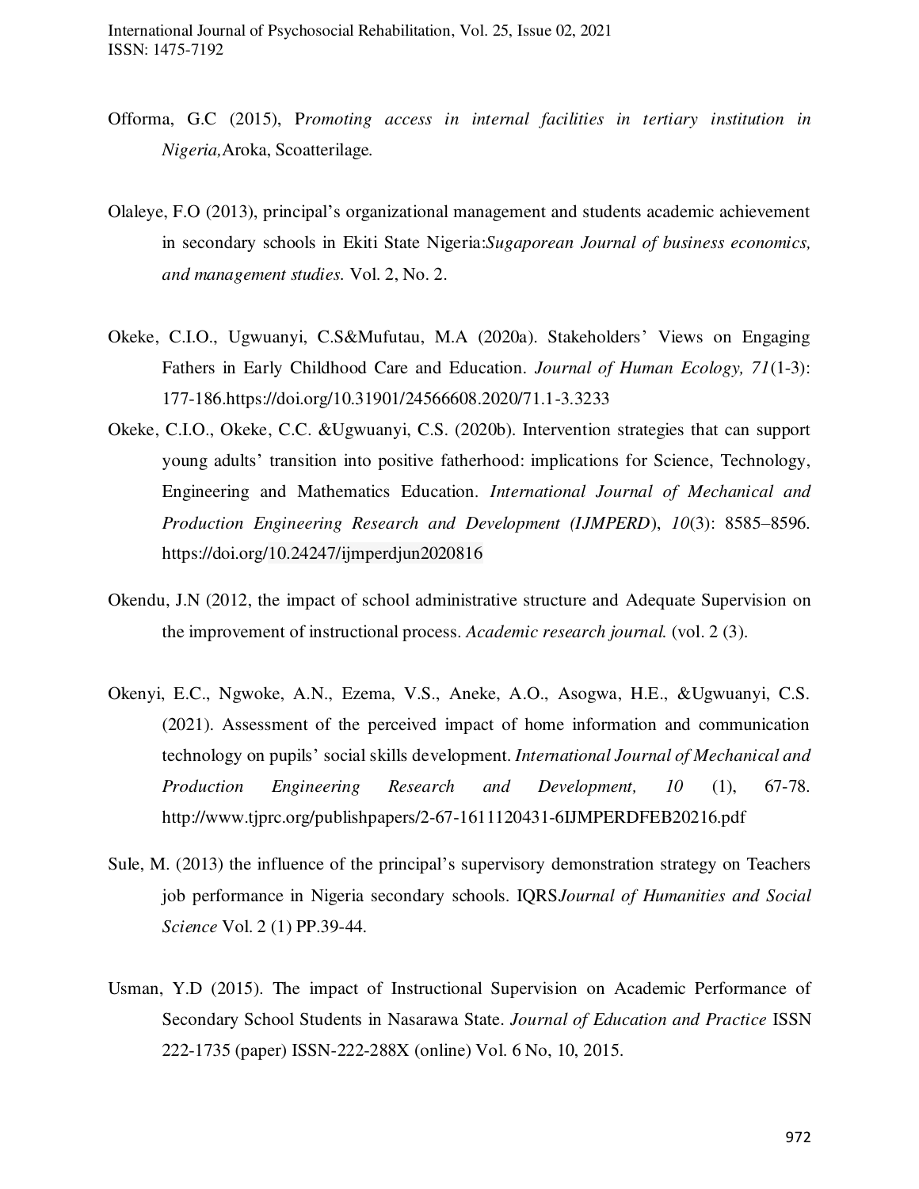Offorma, G.C (2015), P*romoting access in internal facilities in tertiary institution in Nigeria,*Aroka, Scoatterilage.

Olaleye, F.O (2013), principal's organizational management and students academic achievement in secondary schools in Ekiti State Nigeria:*Sugaporean Journal of business economics, and management studies.* Vol. 2, No. 2.

Okeke, C.I.O., Ugwuanyi, C.S&Mufutau, M.A (2020a). Stakeholders' Views on Engaging Fathers in Early Childhood Care and Education. *Journal of Human Ecology, 71*(1-3): 177-186.https://doi.org/10.31901/24566608.2020/71.1-3.3233

Okeke, C.I.O., Okeke, C.C. &Ugwuanyi, C.S. (2020b). Intervention strategies that can support young adults' transition into positive fatherhood: implications for Science, Technology, Engineering and Mathematics Education. *International Journal of Mechanical and Production Engineering Research and Development (IJMPERD*), *10*(3): 8585–8596. https://doi.org/10.24247/ijmperdjun2020816

Okendu, J.N (2012, the impact of school administrative structure and Adequate Supervision on the improvement of instructional process. *Academic research journal.* (vol. 2 (3).

Okenyi, E.C., Ngwoke, A.N., Ezema, V.S., Aneke, A.O., Asogwa, H.E., &Ugwuanyi, C.S. (2021). Assessment of the perceived impact of home information and communication technology on pupils' social skills development. *International Journal of Mechanical and Production Engineering Research and Development, 10* (1), 67-78. http://www.tjprc.org/publishpapers/2-67-1611120431-6IJMPERDFEB20216.pdf

Sule, M. (2013) the influence of the principal's supervisory demonstration strategy on Teachers job performance in Nigeria secondary schools. IQRS*Journal of Humanities and Social Science* Vol. 2 (1) PP.39-44.

Usman, Y.D (2015). The impact of Instructional Supervision on Academic Performance of Secondary School Students in Nasarawa State. *Journal of Education and Practice* ISSN 222-1735 (paper) ISSN-222-288X (online) Vol. 6 No, 10, 2015.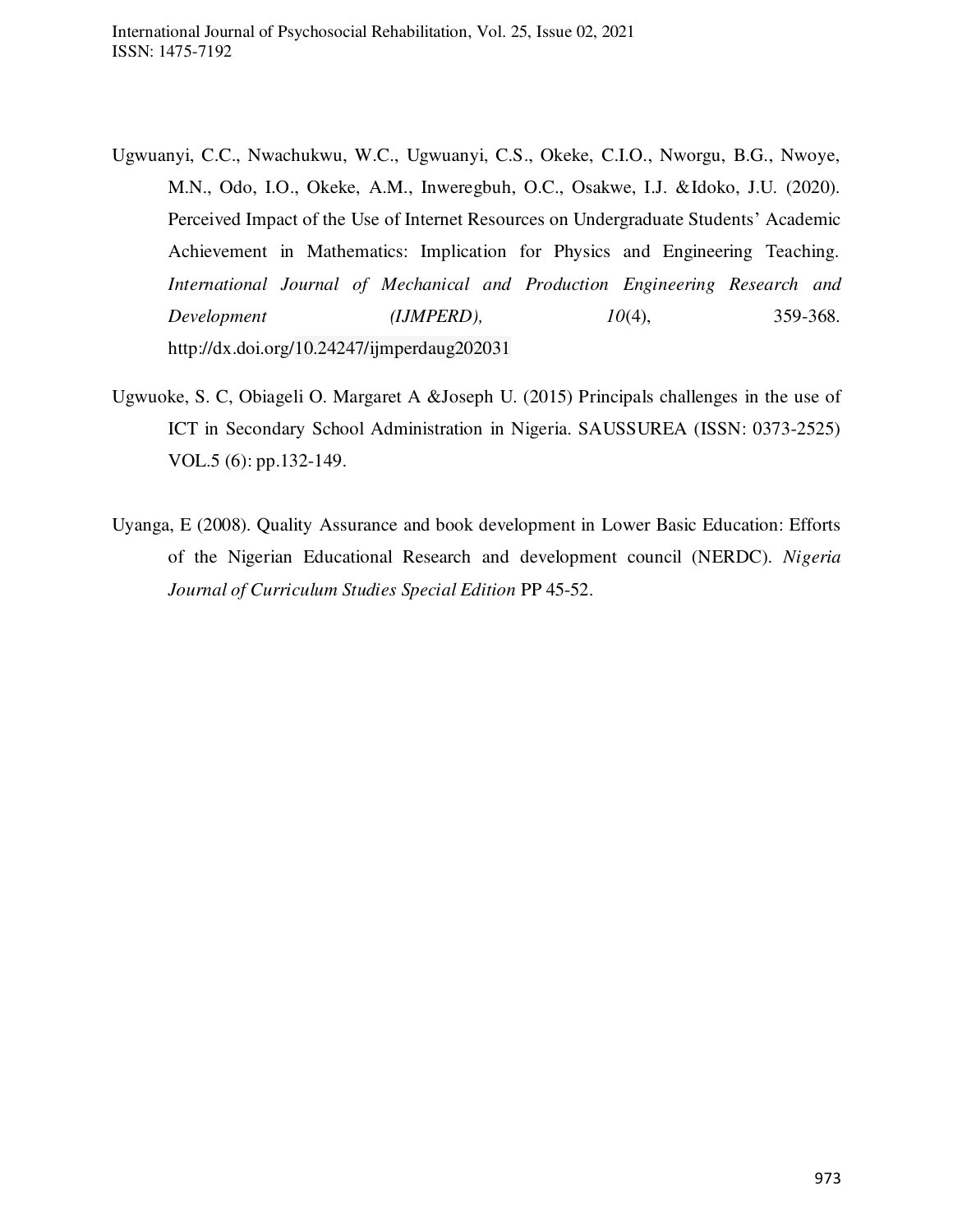Ugwuanyi, C.C., Nwachukwu, W.C., Ugwuanyi, C.S., Okeke, C.I.O., Nworgu, B.G., Nwoye, M.N., Odo, I.O., Okeke, A.M., Inweregbuh, O.C., Osakwe, I.J. &Idoko, J.U. (2020). Perceived Impact of the Use of Internet Resources on Undergraduate Students' Academic Achievement in Mathematics: Implication for Physics and Engineering Teaching. *International Journal of Mechanical and Production Engineering Research and Development (IJMPERD),* *10*(4), 359-368. http://dx.doi.org/10.24247/ijmperdaug202031

Ugwuoke, S. C, Obiageli O. Margaret A &Joseph U. (2015) Principals challenges in the use of ICT in Secondary School Administration in Nigeria. SAUSSUREA (ISSN: 0373-2525) VOL.5 (6): pp.132-149.

Uyanga, E (2008). Quality Assurance and book development in Lower Basic Education: Efforts of the Nigerian Educational Research and development council (NERDC). *Nigeria Journal of Curriculum Studies Special Edition* PP 45-52.